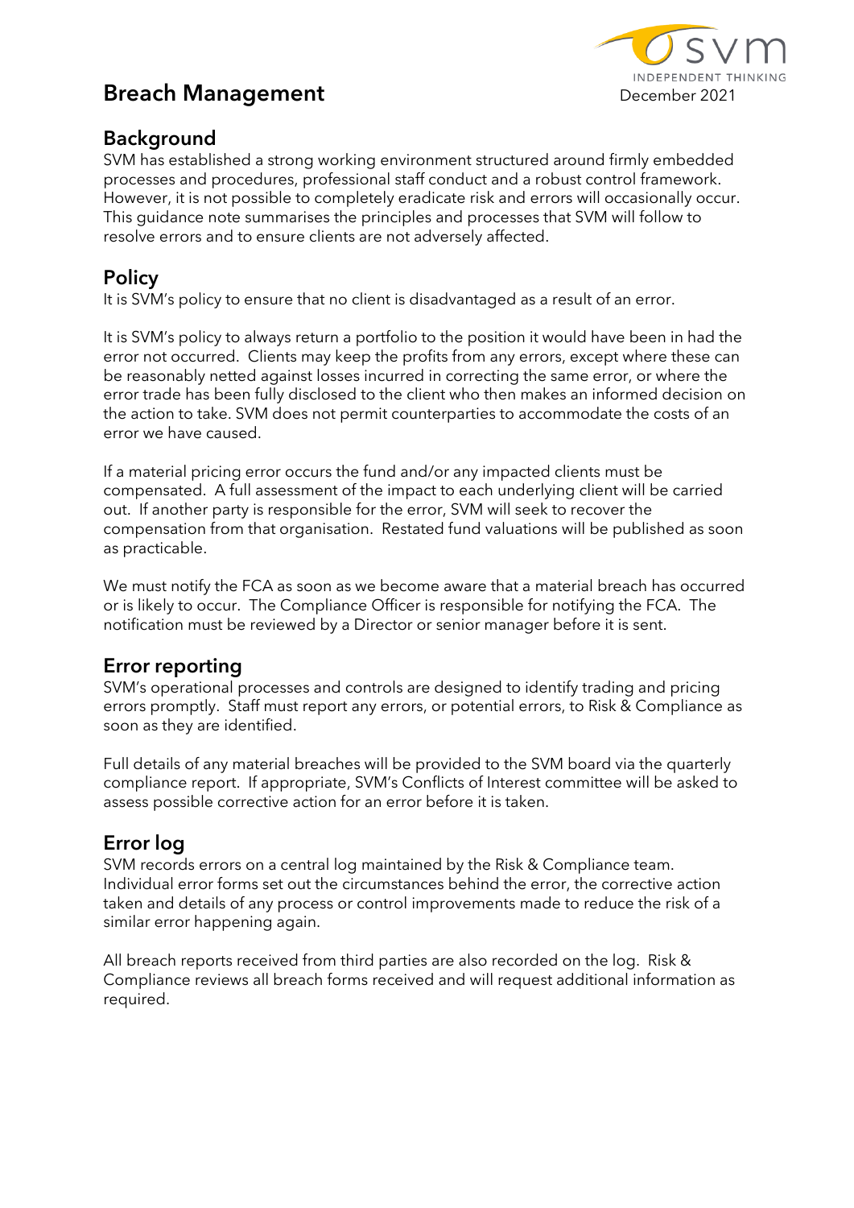# Breach Management

December 2021

## Background

SVM has established a strong working environment structured around firmly embedded processes and procedures, professional staff conduct and a robust control framework. However, it is not possible to completely eradicate risk and errors will occasionally occur. This guidance note summarises the principles and processes that SVM will follow to resolve errors and to ensure clients are not adversely affected.

## Policy

It is SVM's policy to ensure that no client is disadvantaged as a result of an error.

It is SVM's policy to always return a portfolio to the position it would have been in had the error not occurred. Clients may keep the profits from any errors, except where these can be reasonably netted against losses incurred in correcting the same error, or where the error trade has been fully disclosed to the client who then makes an informed decision on the action to take. SVM does not permit counterparties to accommodate the costs of an error we have caused.

If a material pricing error occurs the fund and/or any impacted clients must be compensated. A full assessment of the impact to each underlying client will be carried out. If another party is responsible for the error, SVM will seek to recover the compensation from that organisation. Restated fund valuations will be published as soon as practicable.

We must notify the FCA as soon as we become aware that a material breach has occurred or is likely to occur. The Compliance Officer is responsible for notifying the FCA. The notification must be reviewed by a Director or senior manager before it is sent.

## Error reporting

SVM's operational processes and controls are designed to identify trading and pricing errors promptly. Staff must report any errors, or potential errors, to Risk & Compliance as soon as they are identified.

Full details of any material breaches will be provided to the SVM board via the quarterly compliance report. If appropriate, SVM's Conflicts of Interest committee will be asked to assess possible corrective action for an error before it is taken.

## Error log

SVM records errors on a central log maintained by the Risk & Compliance team. Individual error forms set out the circumstances behind the error, the corrective action taken and details of any process or control improvements made to reduce the risk of a similar error happening again.

All breach reports received from third parties are also recorded on the log. Risk & Compliance reviews all breach forms received and will request additional information as required.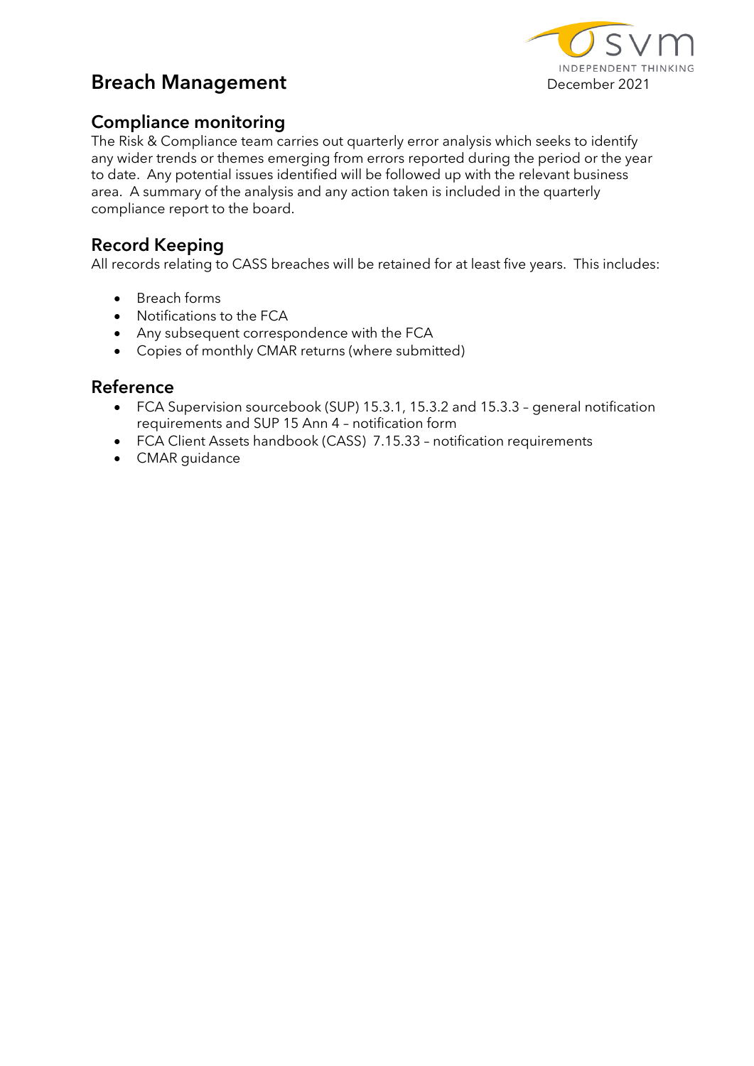## Compliance monitoring

The Risk & Compliance team carries out quarterly error analysis which seeks to identify any wider trends or themes emerging from errors reported during the period or the year to date. Any potential issues identified will be followed up with the relevant business area. A summary of the analysis and any action taken is included in the quarterly compliance report to the board.

## Record Keeping

All records relating to CASS breaches will be retained for at least five years. This includes:

- Breach forms
- Notifications to the FCA
- Any subsequent correspondence with the FCA
- Copies of monthly CMAR returns (where submitted)

## Reference

- FCA Supervision sourcebook (SUP) 15.3.1, 15.3.2 and 15.3.3 – general notification requirements and SUP 15 Ann 4 – notification form
- FCA Client Assets handbook (CASS) 7.15.33 – notification requirements
- CMAR guidance